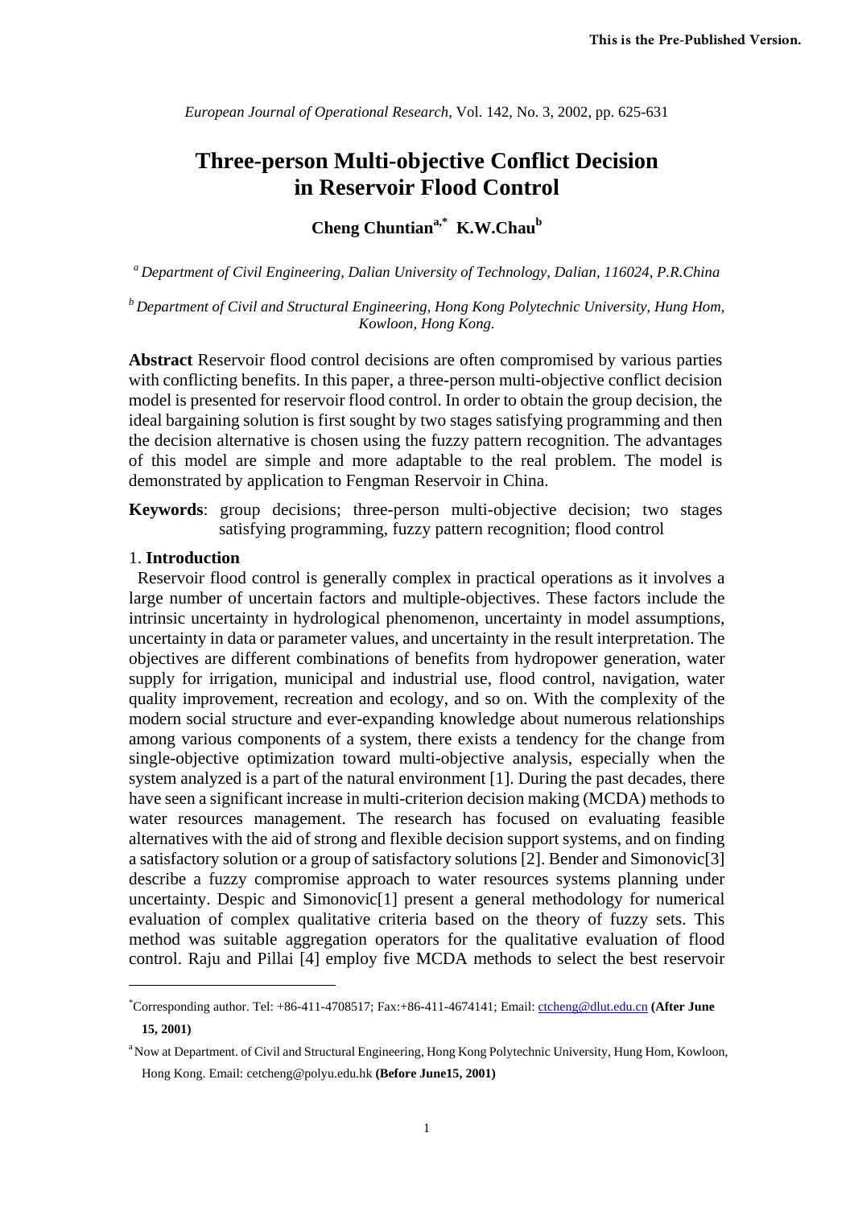This is the Pre-Published Version.

*European Journal of Operational Research*, Vol. 142, No. 3, 2002, pp. 625-631

# Three-person Multi-objective Conflict Decision in Reservoir Flood Control

**Cheng Chuntian[a,*] K.W.Chau[b]**

[a] *Department of Civil Engineering, Dalian University of Technology, Dalian, 116024, P.R.China*

[b] *Department of Civil and Structural Engineering, Hong Kong Polytechnic University, Hung Hom, Kowloon, Hong Kong.*

**Abstract** Reservoir flood control decisions are often compromised by various parties with conflicting benefits. In this paper, a three-person multi-objective conflict decision model is presented for reservoir flood control. In order to obtain the group decision, the ideal bargaining solution is first sought by two stages satisfying programming and then the decision alternative is chosen using the fuzzy pattern recognition. The advantages of this model are simple and more adaptable to the real problem. The model is demonstrated by application to Fengman Reservoir in China.

**Keywords**: group decisions; three-person multi-objective decision; two stages satisfying programming, fuzzy pattern recognition; flood control

## 1. Introduction

Reservoir flood control is generally complex in practical operations as it involves a large number of uncertain factors and multiple-objectives. These factors include the intrinsic uncertainty in hydrological phenomenon, uncertainty in model assumptions, uncertainty in data or parameter values, and uncertainty in the result interpretation. The objectives are different combinations of benefits from hydropower generation, water supply for irrigation, municipal and industrial use, flood control, navigation, water quality improvement, recreation and ecology, and so on. With the complexity of the modern social structure and ever-expanding knowledge about numerous relationships among various components of a system, there exists a tendency for the change from single-objective optimization toward multi-objective analysis, especially when the system analyzed is a part of the natural environment [1]. During the past decades, there have seen a significant increase in multi-criterion decision making (MCDA) methods to water resources management. The research has focused on evaluating feasible alternatives with the aid of strong and flexible decision support systems, and on finding a satisfactory solution or a group of satisfactory solutions [2]. Bender and Simonovic[3] describe a fuzzy compromise approach to water resources systems planning under uncertainty. Despic and Simonovic[1] present a general methodology for numerical evaluation of complex qualitative criteria based on the theory of fuzzy sets. This method was suitable aggregation operators for the qualitative evaluation of flood control. Raju and Pillai [4] employ five MCDA methods to select the best reservoir

---

[*] Corresponding author. Tel: +86-411-4708517; Fax:+86-411-4674141; Email: ctcheng@dlut.edu.cn **(After June 15, 2001)**

[a] Now at Department. of Civil and Structural Engineering, Hong Kong Polytechnic University, Hung Hom, Kowloon, Hong Kong. Email: cetcheng@polyu.edu.hk **(Before June15, 2001)**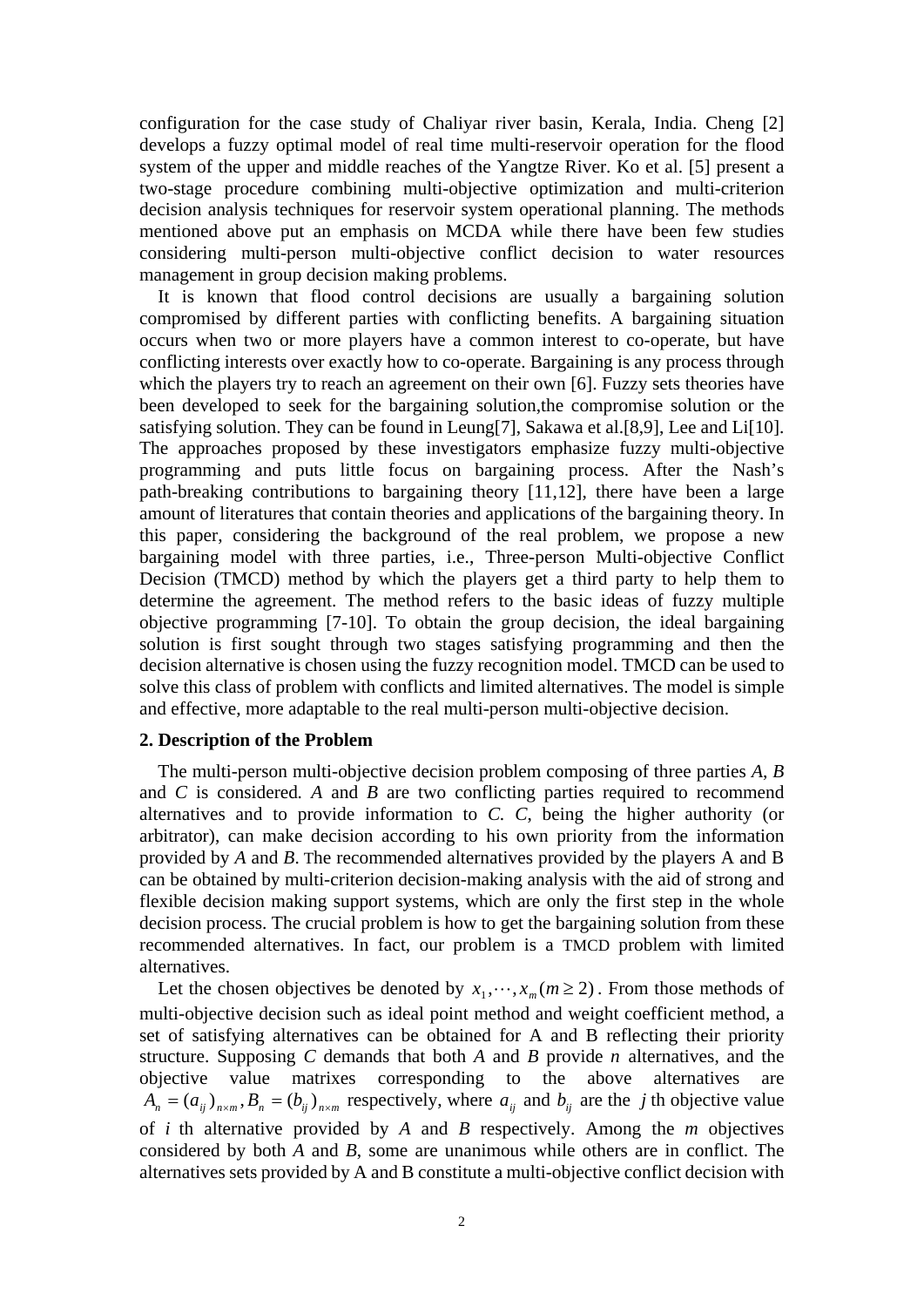configuration for the case study of Chaliyar river basin, Kerala, India. Cheng [2] develops a fuzzy optimal model of real time multi-reservoir operation for the flood system of the upper and middle reaches of the Yangtze River. Ko et al. [5] present a two-stage procedure combining multi-objective optimization and multi-criterion decision analysis techniques for reservoir system operational planning. The methods mentioned above put an emphasis on MCDA while there have been few studies considering multi-person multi-objective conflict decision to water resources management in group decision making problems.

It is known that flood control decisions are usually a bargaining solution compromised by different parties with conflicting benefits. A bargaining situation occurs when two or more players have a common interest to co-operate, but have conflicting interests over exactly how to co-operate. Bargaining is any process through which the players try to reach an agreement on their own [6]. Fuzzy sets theories have been developed to seek for the bargaining solution,the compromise solution or the satisfying solution. They can be found in Leung[7], Sakawa et al.[8,9], Lee and Li[10]. The approaches proposed by these investigators emphasize fuzzy multi-objective programming and puts little focus on bargaining process. After the Nash's path-breaking contributions to bargaining theory [11,12], there have been a large amount of literatures that contain theories and applications of the bargaining theory. In this paper, considering the background of the real problem, we propose a new bargaining model with three parties, i.e., Three-person Multi-objective Conflict Decision (TMCD) method by which the players get a third party to help them to determine the agreement. The method refers to the basic ideas of fuzzy multiple objective programming [7-10]. To obtain the group decision, the ideal bargaining solution is first sought through two stages satisfying programming and then the decision alternative is chosen using the fuzzy recognition model. TMCD can be used to solve this class of problem with conflicts and limited alternatives. The model is simple and effective, more adaptable to the real multi-person multi-objective decision.

## 2. Description of the Problem

The multi-person multi-objective decision problem composing of three parties *A*, *B* and *C* is considered. *A* and *B* are two conflicting parties required to recommend alternatives and to provide information to *C*. *C*, being the higher authority (or arbitrator), can make decision according to his own priority from the information provided by *A* and *B*. The recommended alternatives provided by the players A and B can be obtained by multi-criterion decision-making analysis with the aid of strong and flexible decision making support systems, which are only the first step in the whole decision process. The crucial problem is how to get the bargaining solution from these recommended alternatives. In fact, our problem is a TMCD problem with limited alternatives.

Let the chosen objectives be denoted by $x_1,\cdots,x_m (m \geq 2)$. From those methods of multi-objective decision such as ideal point method and weight coefficient method, a set of satisfying alternatives can be obtained for A and B reflecting their priority structure. Supposing *C* demands that both *A* and *B* provide *n* alternatives, and the objective value matrixes corresponding to the above alternatives are $A_n = (a_{ij})_{n\times m}, B_n = (b_{ij})_{n\times m}$ respectively, where $a_{ij}$ and $b_{ij}$ are the $j$ th objective value of $i$ th alternative provided by *A* and *B* respectively. Among the *m* objectives considered by both *A* and *B*, some are unanimous while others are in conflict. The alternatives sets provided by A and B constitute a multi-objective conflict decision with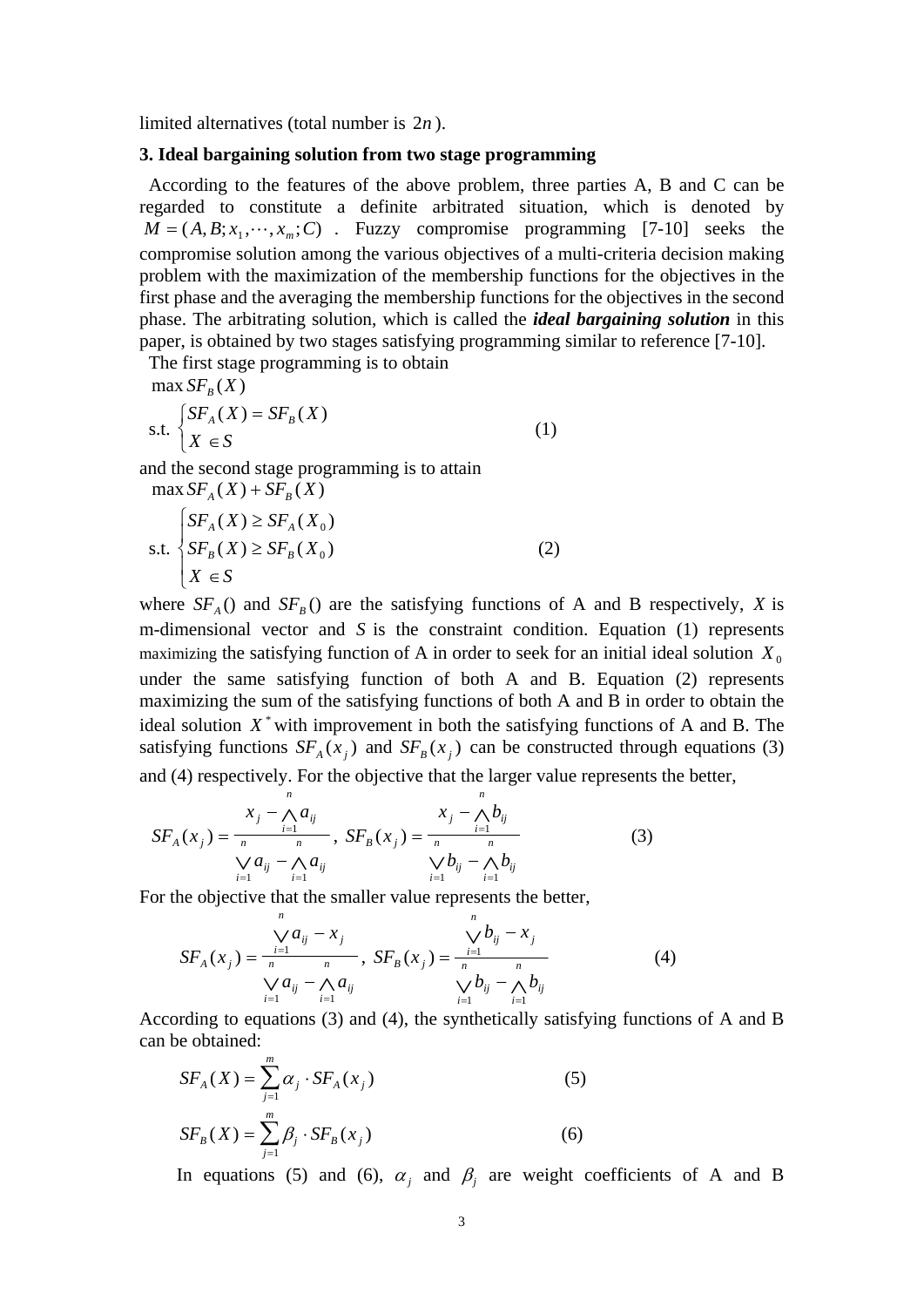limited alternatives (total number is $2n$ ).

### 3. Ideal bargaining solution from two stage programming

According to the features of the above problem, three parties A, B and C can be regarded to constitute a definite arbitrated situation, which is denoted by $M = (A, B; x_1, \cdots, x_m; C)$ . Fuzzy compromise programming [7-10] seeks the compromise solution among the various objectives of a multi-criteria decision making problem with the maximization of the membership functions for the objectives in the first phase and the averaging the membership functions for the objectives in the second phase. The arbitrating solution, which is called the ***ideal bargaining solution*** in this paper, is obtained by two stages satisfying programming similar to reference [7-10].

The first stage programming is to obtain

$$\max SF_B(X)$$
$$\text{s.t.} \begin{cases} SF_A(X) = SF_B(X) \\ X \in S \end{cases} \tag{1}$$

and the second stage programming is to attain

$$\max SF_A(X) + SF_B(X)$$
$$\text{s.t.} \begin{cases} SF_A(X) \geq SF_A(X_0) \\ SF_B(X) \geq SF_B(X_0) \\ X \in S \end{cases} \tag{2}$$

where $SF_A()$ and $SF_B()$ are the satisfying functions of A and B respectively, $X$ is m-dimensional vector and $S$ is the constraint condition. Equation (1) represents maximizing the satisfying function of A in order to seek for an initial ideal solution $X_0$ under the same satisfying function of both A and B. Equation (2) represents maximizing the sum of the satisfying functions of both A and B in order to obtain the ideal solution $X^*$ with improvement in both the satisfying functions of A and B. The satisfying functions $SF_A(x_j)$ and $SF_B(x_j)$ can be constructed through equations (3) and (4) respectively. For the objective that the larger value represents the better,

$$SF_A(x_j) = \frac{x_j - \bigwedge_{i=1}^{n} a_{ij}}{\bigvee_{i=1}^{n} a_{ij} - \bigwedge_{i=1}^{n} a_{ij}}, \quad SF_B(x_j) = \frac{x_j - \bigwedge_{i=1}^{n} b_{ij}}{\bigvee_{i=1}^{n} b_{ij} - \bigwedge_{i=1}^{n} b_{ij}} \tag{3}$$

For the objective that the smaller value represents the better,

$$SF_A(x_j) = \frac{\bigvee_{i=1}^{n} a_{ij} - x_j}{\bigvee_{i=1}^{n} a_{ij} - \bigwedge_{i=1}^{n} a_{ij}}, \quad SF_B(x_j) = \frac{\bigvee_{i=1}^{n} b_{ij} - x_j}{\bigvee_{i=1}^{n} b_{ij} - \bigwedge_{i=1}^{n} b_{ij}} \tag{4}$$

According to equations (3) and (4), the synthetically satisfying functions of A and B can be obtained:

$$SF_A(X) = \sum_{j=1}^{m} \alpha_j \cdot SF_A(x_j) \tag{5}$$

$$SF_B(X) = \sum_{j=1}^{m} \beta_j \cdot SF_B(x_j) \tag{6}$$

In equations (5) and (6), $\alpha_j$ and $\beta_j$ are weight coefficients of A and B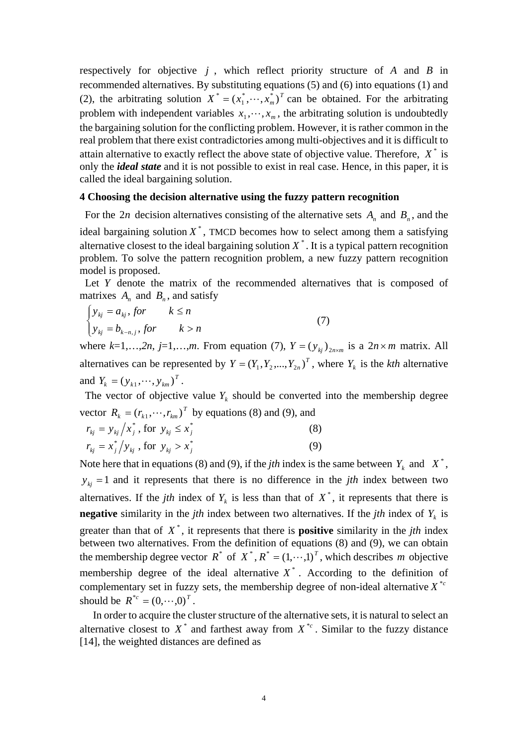respectively for objective $j$, which reflect priority structure of $A$ and $B$ in recommended alternatives. By substituting equations (5) and (6) into equations (1) and (2), the arbitrating solution $X^* = (x_1^*, \cdots, x_m^*)^T$ can be obtained. For the arbitrating problem with independent variables $x_1, \cdots, x_m$, the arbitrating solution is undoubtedly the bargaining solution for the conflicting problem. However, it is rather common in the real problem that there exist contradictories among multi-objectives and it is difficult to attain alternative to exactly reflect the above state of objective value. Therefore, $X^*$ is only the ***ideal state*** and it is not possible to exist in real case. Hence, in this paper, it is called the ideal bargaining solution.

## 4 Choosing the decision alternative using the fuzzy pattern recognition

For the $2n$ decision alternatives consisting of the alternative sets $A_n$ and $B_n$, and the ideal bargaining solution $X^*$, TMCD becomes how to select among them a satisfying alternative closest to the ideal bargaining solution $X^*$. It is a typical pattern recognition problem. To solve the pattern recognition problem, a new fuzzy pattern recognition model is proposed.

Let $Y$ denote the matrix of the recommended alternatives that is composed of matrixes $A_n$ and $B_n$, and satisfy

$$\begin{cases} y_{kj} = a_{kj}, \ for \quad k \le n \\ y_{kj} = b_{k-n,j}, \ for \quad k > n \end{cases} \tag{7}$$

where $k$=1,…,2$n$, $j$=1,…,$m$. From equation (7), $Y = (y_{kj})_{2n \times m}$ is a $2n \times m$ matrix. All alternatives can be represented by $Y = (Y_1, Y_2, ..., Y_{2n})^T$, where $Y_k$ is the *kth* alternative and $Y_k = (y_{k1}, \cdots, y_{km})^T$.

The vector of objective value $Y_k$ should be converted into the membership degree vector $R_k = (r_{k1}, \cdots, r_{km})^T$ by equations (8) and (9), and

$$r_{kj} = y_{kj} / x_j^*, \text{ for } y_{kj} \le x_j^* \tag{8}$$

$$r_{kj} = x_j^* / y_{kj}, \text{ for } y_{kj} > x_j^* \tag{9}$$

Note here that in equations (8) and (9), if the *jth* index is the same between $Y_k$ and $X^*$, $y_{kj} = 1$ and it represents that there is no difference in the *jth* index between two alternatives. If the *jth* index of $Y_k$ is less than that of $X^*$, it represents that there is **negative** similarity in the *jth* index between two alternatives. If the *jth* index of $Y_k$ is greater than that of $X^*$, it represents that there is **positive** similarity in the *jth* index between two alternatives. From the definition of equations (8) and (9), we can obtain the membership degree vector $R^*$ of $X^*$, $R^* = (1, \cdots, 1)^T$, which describes $m$ objective membership degree of the ideal alternative $X^*$. According to the definition of complementary set in fuzzy sets, the membership degree of non-ideal alternative $X^{*c}$ should be $R^{*c} = (0, \cdots, 0)^T$.

In order to acquire the cluster structure of the alternative sets, it is natural to select an alternative closest to $X^*$ and farthest away from $X^{*c}$. Similar to the fuzzy distance [14], the weighted distances are defined as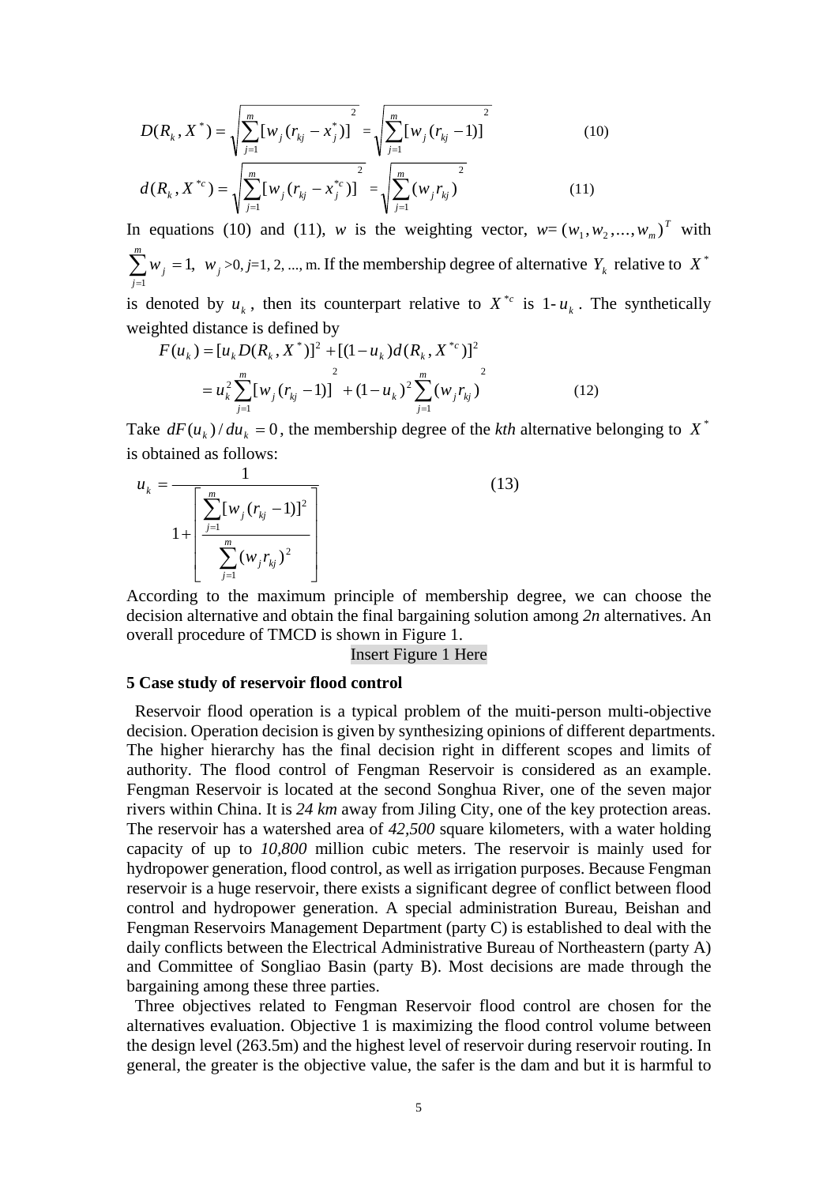$$D(R_k, X^*) = \sqrt{\sum_{j=1}^{m}[w_j(r_{kj} - x_j^*)]^2} = \sqrt{\sum_{j=1}^{m}[w_j(r_{kj} - 1)]^2} \tag{10}$$

$$d(R_k, X^{*c}) = \sqrt{\sum_{j=1}^{m}[w_j(r_{kj} - x_j^{*c})]^2} = \sqrt{\sum_{j=1}^{m}(w_j r_{kj})^2} \tag{11}$$

In equations (10) and (11), $w$ is the weighting vector, $w=(w_1, w_2, ..., w_m)^T$ with $\sum_{j=1}^{m} w_j = 1,\ w_j > 0, j=1, 2, ..., m$. If the membership degree of alternative $Y_k$ relative to $X^*$ is denoted by $u_k$, then its counterpart relative to $X^{*c}$ is $1-u_k$. The synthetically weighted distance is defined by

$$\begin{aligned} F(u_k) &= [u_k D(R_k, X^*)]^2 + [(1-u_k)d(R_k, X^{*c})]^2 \\ &= u_k^2 \sum_{j=1}^{m}[w_j(r_{kj} - 1)]^2 + (1-u_k)^2 \sum_{j=1}^{m}(w_j r_{kj})^2 \end{aligned} \tag{12}$$

Take $dF(u_k)/du_k = 0$, the membership degree of the *kth* alternative belonging to $X^*$ is obtained as follows:

$$u_k = \frac{1}{1 + \left[\dfrac{\sum_{j=1}^{m}[w_j(r_{kj} - 1)]^2}{\sum_{j=1}^{m}(w_j r_{kj})^2}\right]} \tag{13}$$

According to the maximum principle of membership degree, we can choose the decision alternative and obtain the final bargaining solution among *2n* alternatives. An overall procedure of TMCD is shown in Figure 1.

Insert Figure 1 Here

**5 Case study of reservoir flood control**

Reservoir flood operation is a typical problem of the muiti-person multi-objective decision. Operation decision is given by synthesizing opinions of different departments. The higher hierarchy has the final decision right in different scopes and limits of authority. The flood control of Fengman Reservoir is considered as an example. Fengman Reservoir is located at the second Songhua River, one of the seven major rivers within China. It is *24 km* away from Jiling City, one of the key protection areas. The reservoir has a watershed area of *42,500* square kilometers, with a water holding capacity of up to *10,800* million cubic meters. The reservoir is mainly used for hydropower generation, flood control, as well as irrigation purposes. Because Fengman reservoir is a huge reservoir, there exists a significant degree of conflict between flood control and hydropower generation. A special administration Bureau, Beishan and Fengman Reservoirs Management Department (party C) is established to deal with the daily conflicts between the Electrical Administrative Bureau of Northeastern (party A) and Committee of Songliao Basin (party B). Most decisions are made through the bargaining among these three parties.

Three objectives related to Fengman Reservoir flood control are chosen for the alternatives evaluation. Objective 1 is maximizing the flood control volume between the design level (263.5m) and the highest level of reservoir during reservoir routing. In general, the greater is the objective value, the safer is the dam and but it is harmful to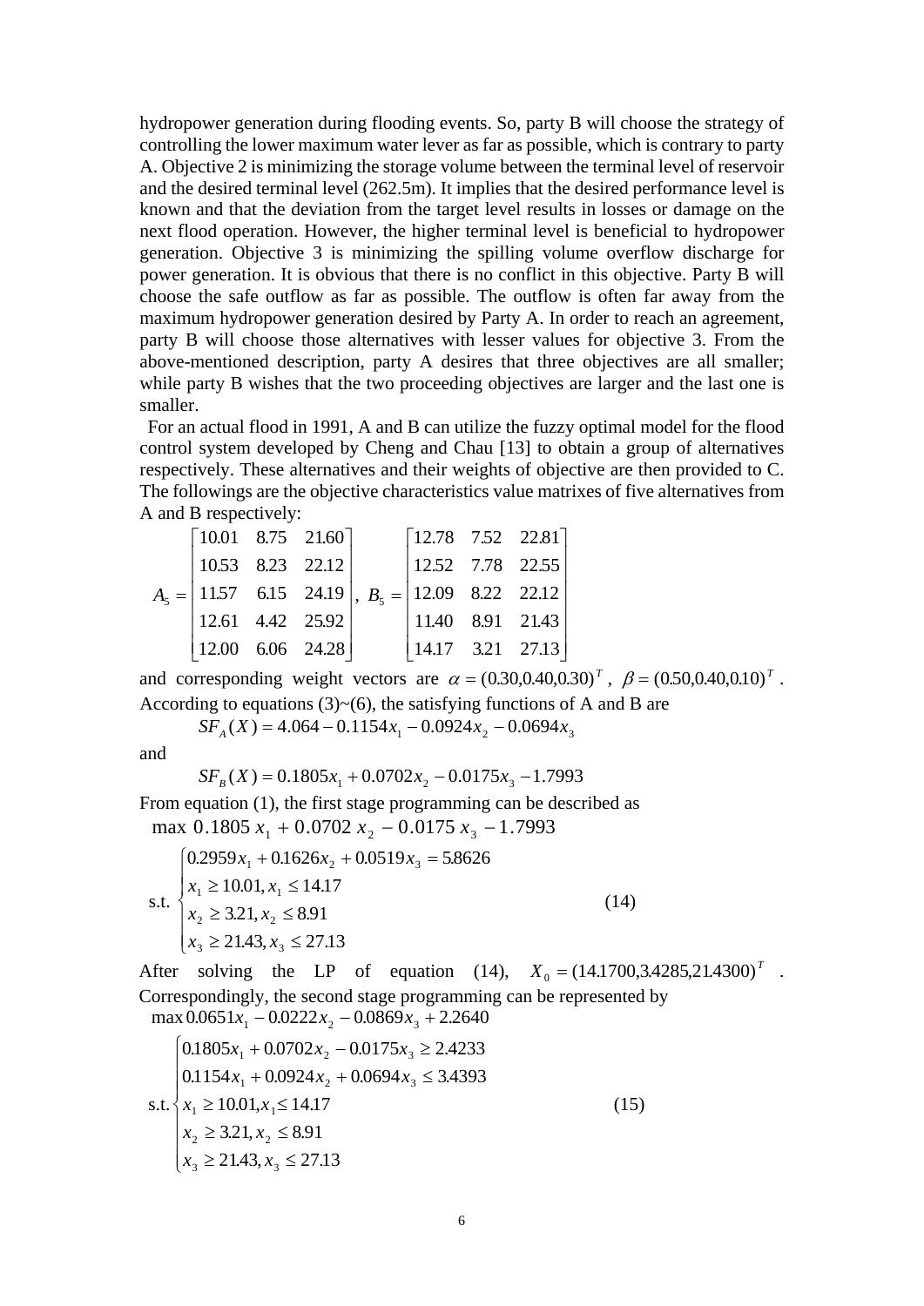hydropower generation during flooding events. So, party B will choose the strategy of controlling the lower maximum water lever as far as possible, which is contrary to party A. Objective 2 is minimizing the storage volume between the terminal level of reservoir and the desired terminal level (262.5m). It implies that the desired performance level is known and that the deviation from the target level results in losses or damage on the next flood operation. However, the higher terminal level is beneficial to hydropower generation. Objective 3 is minimizing the spilling volume overflow discharge for power generation. It is obvious that there is no conflict in this objective. Party B will choose the safe outflow as far as possible. The outflow is often far away from the maximum hydropower generation desired by Party A. In order to reach an agreement, party B will choose those alternatives with lesser values for objective 3. From the above-mentioned description, party A desires that three objectives are all smaller; while party B wishes that the two proceeding objectives are larger and the last one is smaller.

For an actual flood in 1991, A and B can utilize the fuzzy optimal model for the flood control system developed by Cheng and Chau [13] to obtain a group of alternatives respectively. These alternatives and their weights of objective are then provided to C. The followings are the objective characteristics value matrixes of five alternatives from A and B respectively:

$$A_5 = \begin{bmatrix} 10.01 & 8.75 & 21.60 \\ 10.53 & 8.23 & 22.12 \\ 11.57 & 6.15 & 24.19 \\ 12.61 & 4.42 & 25.92 \\ 12.00 & 6.06 & 24.28 \end{bmatrix}, \; B_5 = \begin{bmatrix} 12.78 & 7.52 & 22.81 \\ 12.52 & 7.78 & 22.55 \\ 12.09 & 8.22 & 22.12 \\ 11.40 & 8.91 & 21.43 \\ 14.17 & 3.21 & 27.13 \end{bmatrix}$$

and corresponding weight vectors are $\alpha = (0.30, 0.40, 0.30)^T$, $\beta = (0.50, 0.40, 0.10)^T$. According to equations (3)~(6), the satisfying functions of A and B are

$$SF_A(X) = 4.064 - 0.1154x_1 - 0.0924x_2 - 0.0694x_3$$

and

$$SF_B(X) = 0.1805x_1 + 0.0702x_2 - 0.0175x_3 - 1.7993$$

From equation (1), the first stage programming can be described as

$$\max\ 0.1805\,x_1 + 0.0702\,x_2 - 0.0175\,x_3 - 1.7993$$

$$\text{s.t.} \begin{cases} 0.2959x_1 + 0.1626x_2 + 0.0519x_3 = 5.8626 \\ x_1 \geq 10.01, x_1 \leq 14.17 \\ x_2 \geq 3.21, x_2 \leq 8.91 \\ x_3 \geq 21.43, x_3 \leq 27.13 \end{cases} \tag{14}$$

After solving the LP of equation (14), $X_0 = (14.1700, 3.4285, 21.4300)^T$. Correspondingly, the second stage programming can be represented by

$$\max 0.0651x_1 - 0.0222x_2 - 0.0869x_3 + 2.2640$$

$$\text{s.t.} \begin{cases} 0.1805x_1 + 0.0702x_2 - 0.0175x_3 \geq 2.4233 \\ 0.1154x_1 + 0.0924x_2 + 0.0694x_3 \leq 3.4393 \\ x_1 \geq 10.01, x_1 \leq 14.17 \\ x_2 \geq 3.21, x_2 \leq 8.91 \\ x_3 \geq 21.43, x_3 \leq 27.13 \end{cases} \tag{15}$$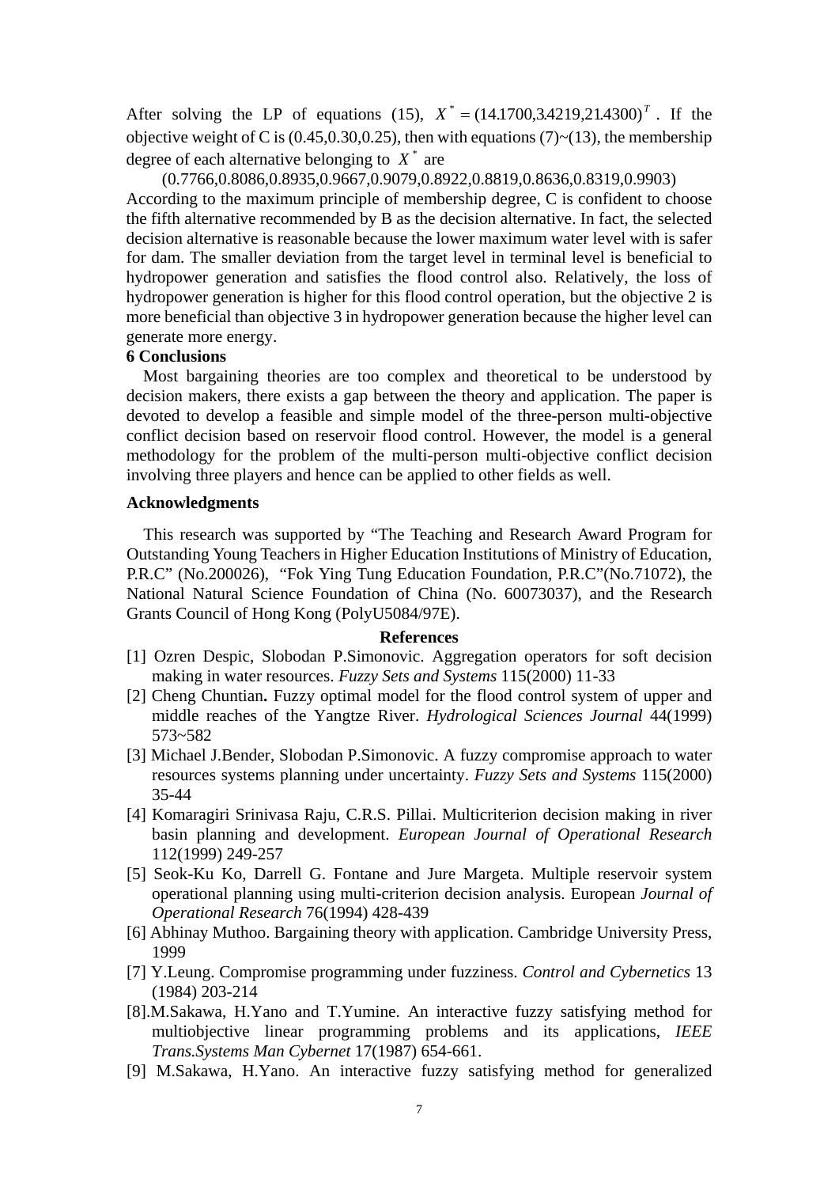After solving the LP of equations (15), $X^* = (14.1700, 3.4219, 21.4300)^T$. If the objective weight of C is (0.45,0.30,0.25), then with equations (7)~(13), the membership degree of each alternative belonging to $X^*$ are

(0.7766,0.8086,0.8935,0.9667,0.9079,0.8922,0.8819,0.8636,0.8319,0.9903)

According to the maximum principle of membership degree, C is confident to choose the fifth alternative recommended by B as the decision alternative. In fact, the selected decision alternative is reasonable because the lower maximum water level with is safer for dam. The smaller deviation from the target level in terminal level is beneficial to hydropower generation and satisfies the flood control also. Relatively, the loss of hydropower generation is higher for this flood control operation, but the objective 2 is more beneficial than objective 3 in hydropower generation because the higher level can generate more energy.

## 6 Conclusions

Most bargaining theories are too complex and theoretical to be understood by decision makers, there exists a gap between the theory and application. The paper is devoted to develop a feasible and simple model of the three-person multi-objective conflict decision based on reservoir flood control. However, the model is a general methodology for the problem of the multi-person multi-objective conflict decision involving three players and hence can be applied to other fields as well.

## Acknowledgments

This research was supported by "The Teaching and Research Award Program for Outstanding Young Teachers in Higher Education Institutions of Ministry of Education, P.R.C" (No.200026), "Fok Ying Tung Education Foundation, P.R.C"(No.71072), the National Natural Science Foundation of China (No. 60073037), and the Research Grants Council of Hong Kong (PolyU5084/97E).

## References

[1] Ozren Despic, Slobodan P.Simonovic. Aggregation operators for soft decision making in water resources. *Fuzzy Sets and Systems* 115(2000) 11-33

[2] Cheng Chuntian**.** Fuzzy optimal model for the flood control system of upper and middle reaches of the Yangtze River. *Hydrological Sciences Journal* 44(1999) 573~582

[3] Michael J.Bender, Slobodan P.Simonovic. A fuzzy compromise approach to water resources systems planning under uncertainty. *Fuzzy Sets and Systems* 115(2000) 35-44

[4] Komaragiri Srinivasa Raju, C.R.S. Pillai. Multicriterion decision making in river basin planning and development. *European Journal of Operational Research* 112(1999) 249-257

[5] Seok-Ku Ko, Darrell G. Fontane and Jure Margeta. Multiple reservoir system operational planning using multi-criterion decision analysis. European *Journal of Operational Research* 76(1994) 428-439

[6] Abhinay Muthoo. Bargaining theory with application. Cambridge University Press, 1999

[7] Y.Leung. Compromise programming under fuzziness. *Control and Cybernetics* 13 (1984) 203-214

[8].M.Sakawa, H.Yano and T.Yumine. An interactive fuzzy satisfying method for multiobjective linear programming problems and its applications, *IEEE Trans.Systems Man Cybernet* 17(1987) 654-661.

[9] M.Sakawa, H.Yano. An interactive fuzzy satisfying method for generalized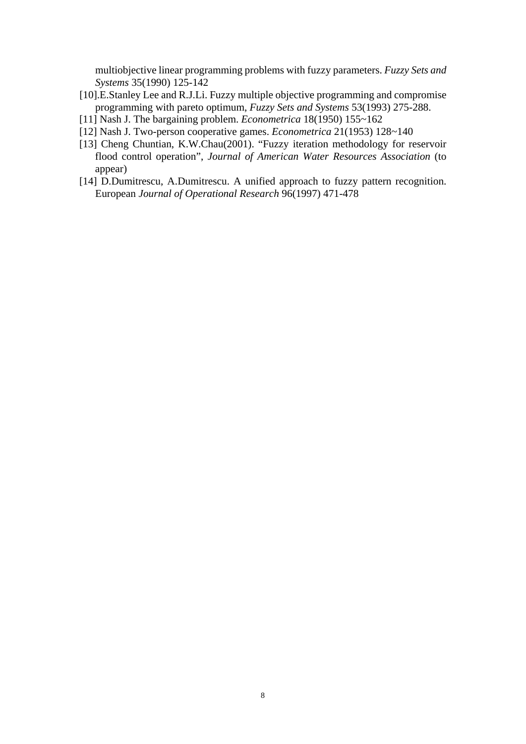multiobjective linear programming problems with fuzzy parameters. *Fuzzy Sets and Systems* 35(1990) 125-142

[10].E.Stanley Lee and R.J.Li. Fuzzy multiple objective programming and compromise programming with pareto optimum, *Fuzzy Sets and Systems* 53(1993) 275-288.

[11] Nash J. The bargaining problem. *Econometrica* 18(1950) 155~162

[12] Nash J. Two-person cooperative games. *Econometrica* 21(1953) 128~140

[13] Cheng Chuntian, K.W.Chau(2001). "Fuzzy iteration methodology for reservoir flood control operation", *Journal of American Water Resources Association* (to appear)

[14] D.Dumitrescu, A.Dumitrescu. A unified approach to fuzzy pattern recognition. European *Journal of Operational Research* 96(1997) 471-478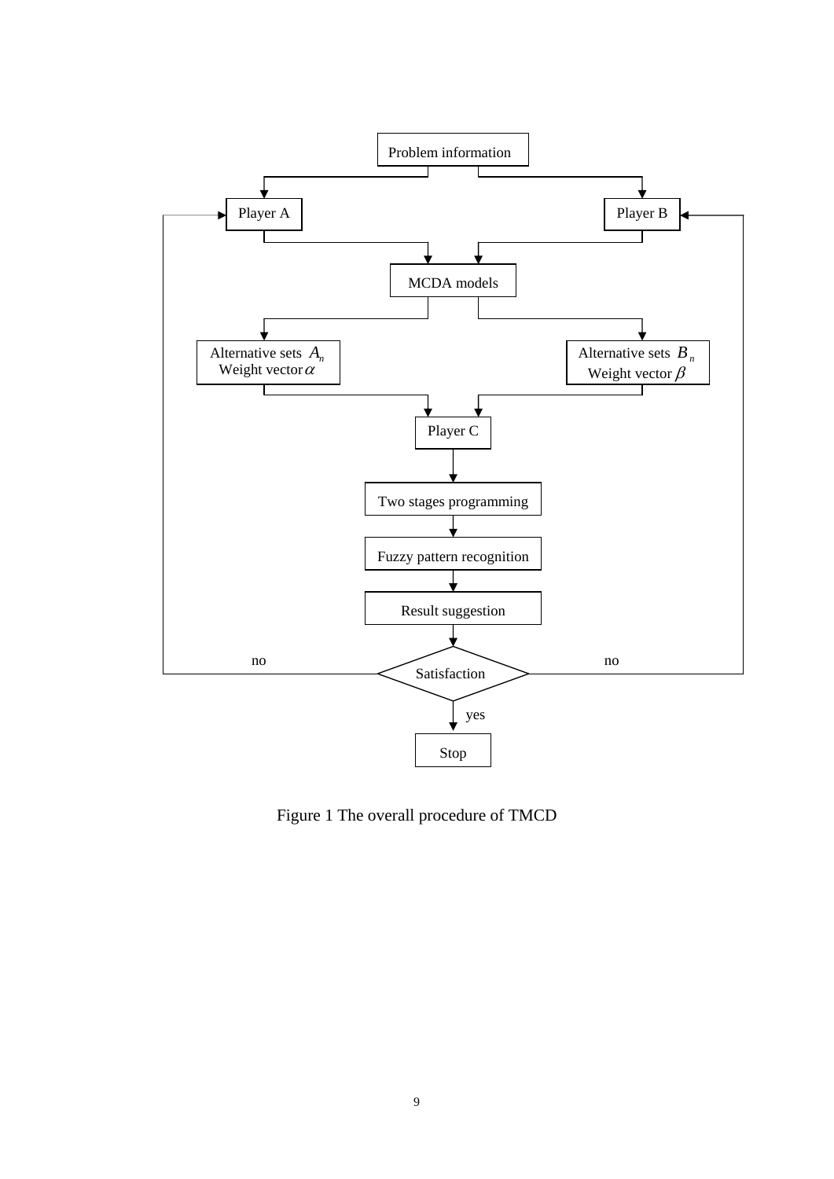Problem information

Player A

Player B

MCDA models

Alternative sets $A_n$
Weight vector $\alpha$

Alternative sets $B_n$
Weight vector $\beta$

Player C

Two stages programming

Fuzzy pattern recognition

Result suggestion

no

Satisfaction

no

yes

Stop

Figure 1 The overall procedure of TMCD